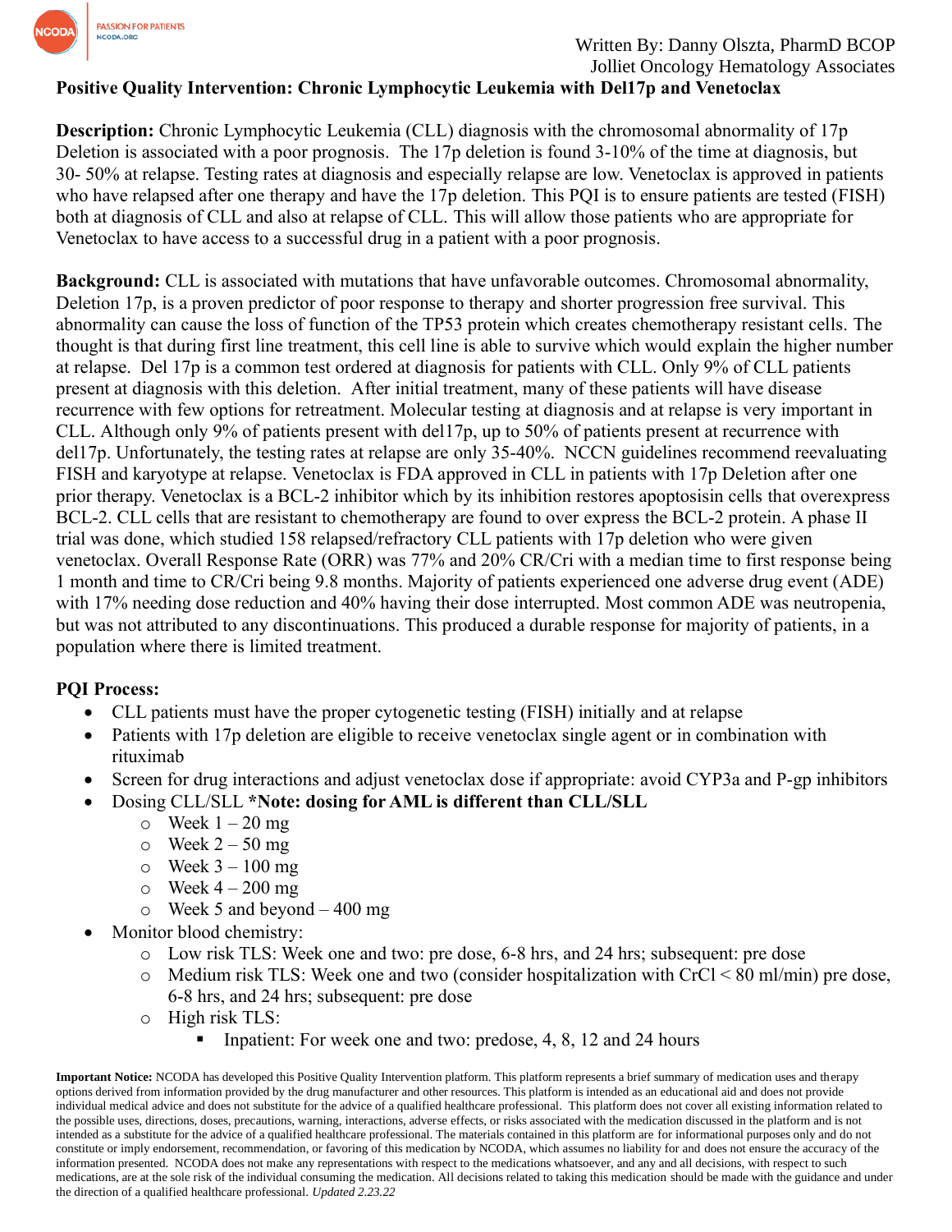Written By: Danny Olszta, PharmD BCOP
Jolliet Oncology Hematology Associates

**Positive Quality Intervention: Chronic Lymphocytic Leukemia with Del17p and Venetoclax**

**Description:** Chronic Lymphocytic Leukemia (CLL) diagnosis with the chromosomal abnormality of 17p Deletion is associated with a poor prognosis. The 17p deletion is found 3-10% of the time at diagnosis, but 30- 50% at relapse. Testing rates at diagnosis and especially relapse are low. Venetoclax is approved in patients who have relapsed after one therapy and have the 17p deletion. This PQI is to ensure patients are tested (FISH) both at diagnosis of CLL and also at relapse of CLL. This will allow those patients who are appropriate for Venetoclax to have access to a successful drug in a patient with a poor prognosis.

**Background:** CLL is associated with mutations that have unfavorable outcomes. Chromosomal abnormality, Deletion 17p, is a proven predictor of poor response to therapy and shorter progression free survival. This abnormality can cause the loss of function of the TP53 protein which creates chemotherapy resistant cells. The thought is that during first line treatment, this cell line is able to survive which would explain the higher number at relapse. Del 17p is a common test ordered at diagnosis for patients with CLL. Only 9% of CLL patients present at diagnosis with this deletion. After initial treatment, many of these patients will have disease recurrence with few options for retreatment. Molecular testing at diagnosis and at relapse is very important in CLL. Although only 9% of patients present with del17p, up to 50% of patients present at recurrence with del17p. Unfortunately, the testing rates at relapse are only 35-40%. NCCN guidelines recommend reevaluating FISH and karyotype at relapse. Venetoclax is FDA approved in CLL in patients with 17p Deletion after one prior therapy. Venetoclax is a BCL-2 inhibitor which by its inhibition restores apoptosisin cells that overexpress BCL-2. CLL cells that are resistant to chemotherapy are found to over express the BCL-2 protein. A phase II trial was done, which studied 158 relapsed/refractory CLL patients with 17p deletion who were given venetoclax. Overall Response Rate (ORR) was 77% and 20% CR/Cri with a median time to first response being 1 month and time to CR/Cri being 9.8 months. Majority of patients experienced one adverse drug event (ADE) with 17% needing dose reduction and 40% having their dose interrupted. Most common ADE was neutropenia, but was not attributed to any discontinuations. This produced a durable response for majority of patients, in a population where there is limited treatment.

**PQI Process:**

- CLL patients must have the proper cytogenetic testing (FISH) initially and at relapse
- Patients with 17p deletion are eligible to receive venetoclax single agent or in combination with rituximab
- Screen for drug interactions and adjust venetoclax dose if appropriate: avoid CYP3a and P-gp inhibitors
- Dosing CLL/SLL ***Note: dosing for AML is different than CLL/SLL**
  - Week 1 – 20 mg
  - Week 2 – 50 mg
  - Week 3 – 100 mg
  - Week 4 – 200 mg
  - Week 5 and beyond – 400 mg
- Monitor blood chemistry:
  - Low risk TLS: Week one and two: pre dose, 6-8 hrs, and 24 hrs; subsequent: pre dose
  - Medium risk TLS: Week one and two (consider hospitalization with CrCl < 80 ml/min) pre dose, 6-8 hrs, and 24 hrs; subsequent: pre dose
  - High risk TLS:
    - Inpatient: For week one and two: predose, 4, 8, 12 and 24 hours

**Important Notice:** NCODA has developed this Positive Quality Intervention platform. This platform represents a brief summary of medication uses and therapy options derived from information provided by the drug manufacturer and other resources. This platform is intended as an educational aid and does not provide individual medical advice and does not substitute for the advice of a qualified healthcare professional. This platform does not cover all existing information related to the possible uses, directions, doses, precautions, warning, interactions, adverse effects, or risks associated with the medication discussed in the platform and is not intended as a substitute for the advice of a qualified healthcare professional. The materials contained in this platform are for informational purposes only and do not constitute or imply endorsement, recommendation, or favoring of this medication by NCODA, which assumes no liability for and does not ensure the accuracy of the information presented. NCODA does not make any representations with respect to the medications whatsoever, and any and all decisions, with respect to such medications, are at the sole risk of the individual consuming the medication. All decisions related to taking this medication should be made with the guidance and under the direction of a qualified healthcare professional. *Updated 2.23.22*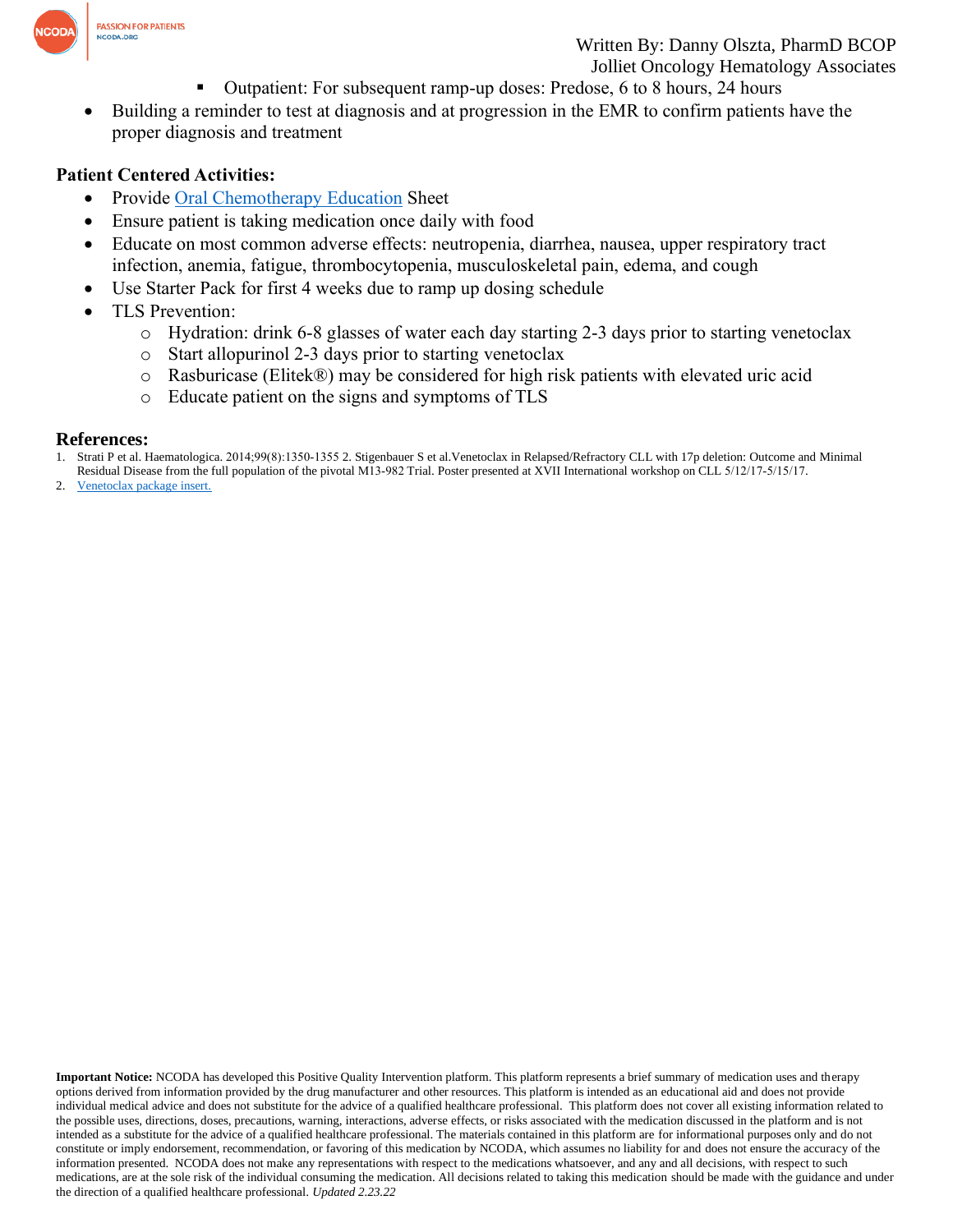- Outpatient: For subsequent ramp-up doses: Predose, 6 to 8 hours, 24 hours

- Building a reminder to test at diagnosis and at progression in the EMR to confirm patients have the proper diagnosis and treatment

**Patient Centered Activities:**

- Provide [Oral Chemotherapy Education]() Sheet
- Ensure patient is taking medication once daily with food
- Educate on most common adverse effects: neutropenia, diarrhea, nausea, upper respiratory tract infection, anemia, fatigue, thrombocytopenia, musculoskeletal pain, edema, and cough
- Use Starter Pack for first 4 weeks due to ramp up dosing schedule
- TLS Prevention:
  - Hydration: drink 6-8 glasses of water each day starting 2-3 days prior to starting venetoclax
  - Start allopurinol 2-3 days prior to starting venetoclax
  - Rasburicase (Elitek®) may be considered for high risk patients with elevated uric acid
  - Educate patient on the signs and symptoms of TLS

**References:**

1. Strati P et al. Haematologica. 2014;99(8):1350-1355 2. Stigenbauer S et al.Venetoclax in Relapsed/Refractory CLL with 17p deletion: Outcome and Minimal Residual Disease from the full population of the pivotal M13-982 Trial. Poster presented at XVII International workshop on CLL 5/12/17-5/15/17.
2. [Venetoclax package insert.]()

**Important Notice:** NCODA has developed this Positive Quality Intervention platform. This platform represents a brief summary of medication uses and therapy options derived from information provided by the drug manufacturer and other resources. This platform is intended as an educational aid and does not provide individual medical advice and does not substitute for the advice of a qualified healthcare professional. This platform does not cover all existing information related to the possible uses, directions, doses, precautions, warning, interactions, adverse effects, or risks associated with the medication discussed in the platform and is not intended as a substitute for the advice of a qualified healthcare professional. The materials contained in this platform are for informational purposes only and do not constitute or imply endorsement, recommendation, or favoring of this medication by NCODA, which assumes no liability for and does not ensure the accuracy of the information presented. NCODA does not make any representations with respect to the medications whatsoever, and any and all decisions, with respect to such medications, are at the sole risk of the individual consuming the medication. All decisions related to taking this medication should be made with the guidance and under the direction of a qualified healthcare professional. *Updated 2.23.22*